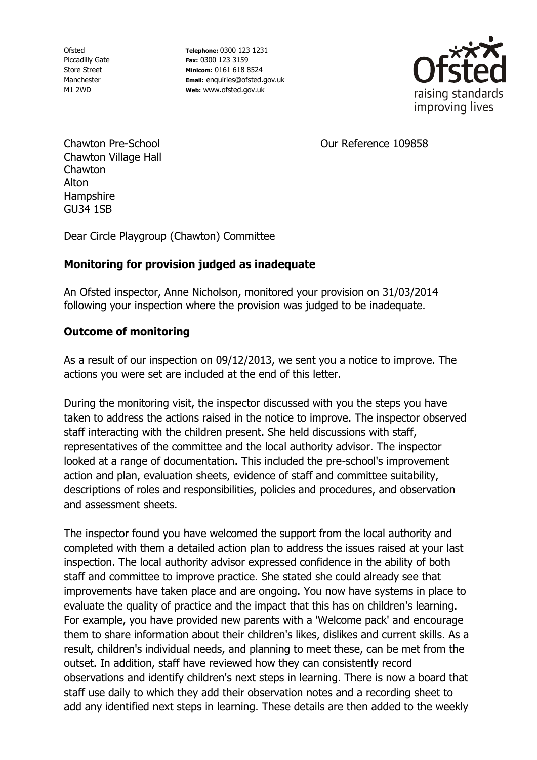Ofsted
Piccadilly Gate
Store Street
Manchester
M1 2WD

**Telephone:** 0300 123 1231
**Fax:** 0300 123 3159
**Minicom:** 0161 618 8524
**Email:** enquiries@ofsted.gov.uk
**Web:** www.ofsted.gov.uk

Ofsted raising standards improving lives

Chawton Pre-School
Chawton Village Hall
Chawton
Alton
Hampshire
GU34 1SB

Our Reference 109858

Dear Circle Playgroup (Chawton) Committee

**Monitoring for provision judged as inadequate**

An Ofsted inspector, Anne Nicholson, monitored your provision on 31/03/2014 following your inspection where the provision was judged to be inadequate.

**Outcome of monitoring**

As a result of our inspection on 09/12/2013, we sent you a notice to improve. The actions you were set are included at the end of this letter.

During the monitoring visit, the inspector discussed with you the steps you have taken to address the actions raised in the notice to improve. The inspector observed staff interacting with the children present. She held discussions with staff, representatives of the committee and the local authority advisor. The inspector looked at a range of documentation. This included the pre-school's improvement action and plan, evaluation sheets, evidence of staff and committee suitability, descriptions of roles and responsibilities, policies and procedures, and observation and assessment sheets.

The inspector found you have welcomed the support from the local authority and completed with them a detailed action plan to address the issues raised at your last inspection. The local authority advisor expressed confidence in the ability of both staff and committee to improve practice. She stated she could already see that improvements have taken place and are ongoing. You now have systems in place to evaluate the quality of practice and the impact that this has on children's learning. For example, you have provided new parents with a 'Welcome pack' and encourage them to share information about their children's likes, dislikes and current skills. As a result, children's individual needs, and planning to meet these, can be met from the outset. In addition, staff have reviewed how they can consistently record observations and identify children's next steps in learning. There is now a board that staff use daily to which they add their observation notes and a recording sheet to add any identified next steps in learning. These details are then added to the weekly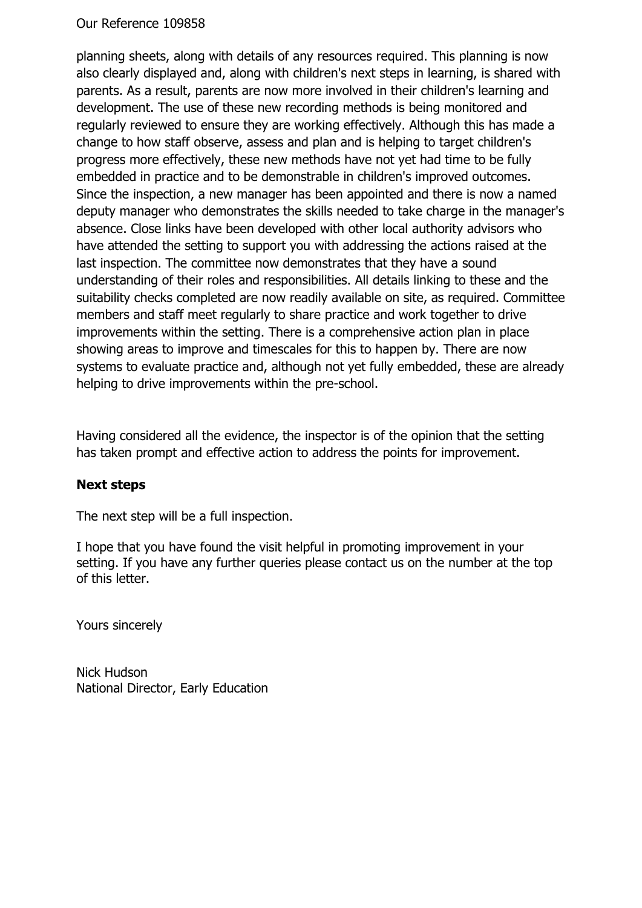planning sheets, along with details of any resources required. This planning is now also clearly displayed and, along with children's next steps in learning, is shared with parents. As a result, parents are now more involved in their children's learning and development. The use of these new recording methods is being monitored and regularly reviewed to ensure they are working effectively. Although this has made a change to how staff observe, assess and plan and is helping to target children's progress more effectively, these new methods have not yet had time to be fully embedded in practice and to be demonstrable in children's improved outcomes. Since the inspection, a new manager has been appointed and there is now a named deputy manager who demonstrates the skills needed to take charge in the manager's absence. Close links have been developed with other local authority advisors who have attended the setting to support you with addressing the actions raised at the last inspection. The committee now demonstrates that they have a sound understanding of their roles and responsibilities. All details linking to these and the suitability checks completed are now readily available on site, as required. Committee members and staff meet regularly to share practice and work together to drive improvements within the setting. There is a comprehensive action plan in place showing areas to improve and timescales for this to happen by. There are now systems to evaluate practice and, although not yet fully embedded, these are already helping to drive improvements within the pre-school.

Having considered all the evidence, the inspector is of the opinion that the setting has taken prompt and effective action to address the points for improvement.

**Next steps**

The next step will be a full inspection.

I hope that you have found the visit helpful in promoting improvement in your setting. If you have any further queries please contact us on the number at the top of this letter.

Yours sincerely

Nick Hudson
National Director, Early Education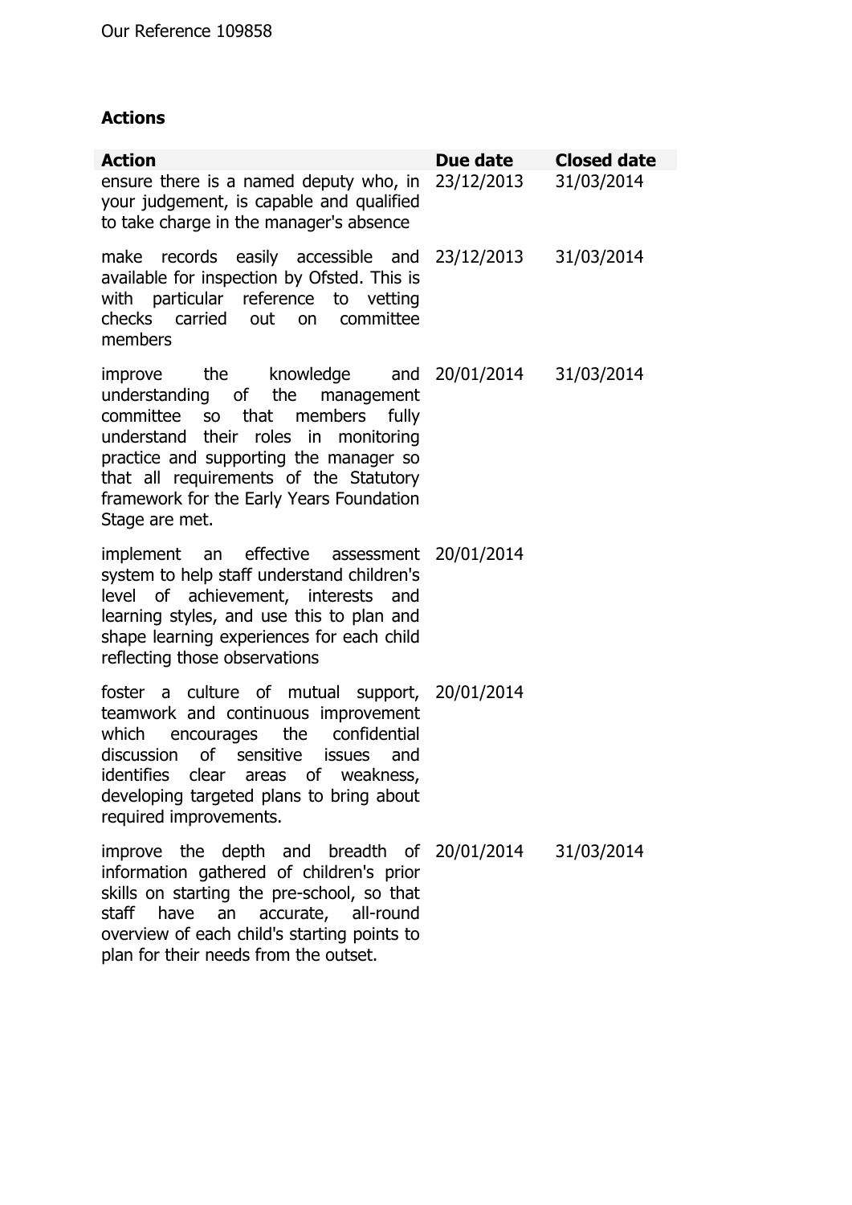Our Reference 109858

### Actions

| Action | Due date | Closed date |
|---|---|---|
| ensure there is a named deputy who, in your judgement, is capable and qualified to take charge in the manager's absence | 23/12/2013 | 31/03/2014 |
| make records easily accessible and available for inspection by Ofsted. This is with particular reference to vetting checks carried out on committee members | 23/12/2013 | 31/03/2014 |
| improve the knowledge and understanding of the management committee so that members fully understand their roles in monitoring practice and supporting the manager so that all requirements of the Statutory framework for the Early Years Foundation Stage are met. | 20/01/2014 | 31/03/2014 |
| implement an effective assessment system to help staff understand children's level of achievement, interests and learning styles, and use this to plan and shape learning experiences for each child reflecting those observations | 20/01/2014 | |
| foster a culture of mutual support, teamwork and continuous improvement which encourages the confidential discussion of sensitive issues and identifies clear areas of weakness, developing targeted plans to bring about required improvements. | 20/01/2014 | |
| improve the depth and breadth of information gathered of children's prior skills on starting the pre-school, so that staff have an accurate, all-round overview of each child's starting points to plan for their needs from the outset. | 20/01/2014 | 31/03/2014 |